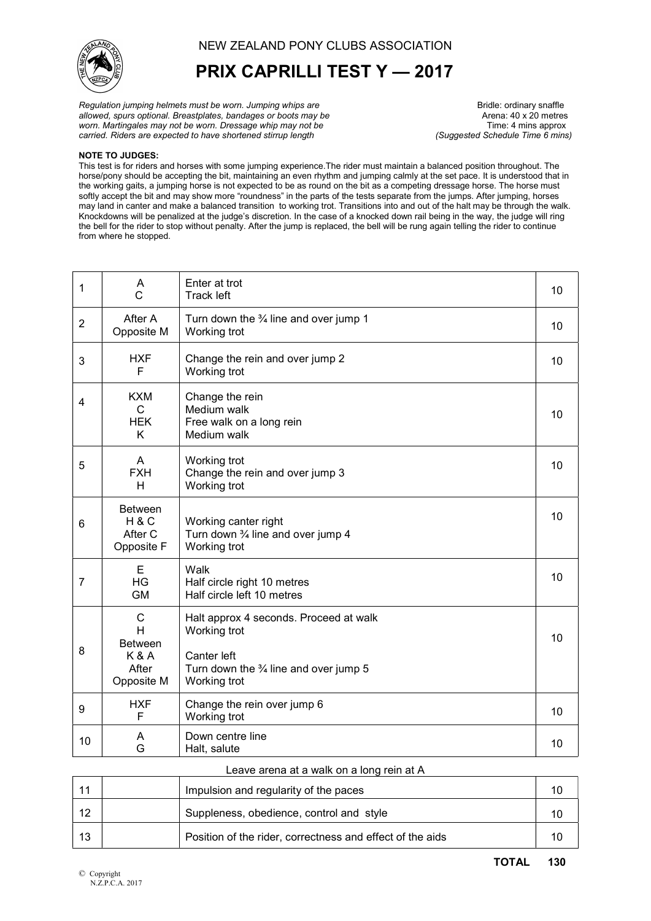NEW ZEALAND PONY CLUBS ASSOCIATION

# PRIX CAPRILLI TEST Y — 2017

*Regulation jumping helmets must be worn. Jumping whips are allowed, spurs optional. Breastplates, bandages or boots may be worn. Martingales may not be worn. Dressage whip may not be carried. Riders are expected to have shortened stirrup length*

Bridle: ordinary snaffle
Arena: 40 x 20 metres
Time: 4 mins approx
*(Suggested Schedule Time 6 mins)*

**NOTE TO JUDGES:**
This test is for riders and horses with some jumping experience.The rider must maintain a balanced position throughout. The horse/pony should be accepting the bit, maintaining an even rhythm and jumping calmly at the set pace. It is understood that in the working gaits, a jumping horse is not expected to be as round on the bit as a competing dressage horse. The horse must softly accept the bit and may show more "roundness" in the parts of the tests separate from the jumps. After jumping, horses may land in canter and make a balanced transition to working trot. Transitions into and out of the halt may be through the walk. Knockdowns will be penalized at the judge's discretion. In the case of a knocked down rail being in the way, the judge will ring the bell for the rider to stop without penalty. After the jump is replaced, the bell will be rung again telling the rider to continue from where he stopped.

| | | | |
|---|---|---|---|
| 1 | A<br>C | Enter at trot<br>Track left | 10 |
| 2 | After A<br>Opposite M | Turn down the ¾ line and over jump 1<br>Working trot | 10 |
| 3 | HXF<br>F | Change the rein and over jump 2<br>Working trot | 10 |
| 4 | KXM<br>C<br>HEK<br>K | Change the rein<br>Medium walk<br>Free walk on a long rein<br>Medium walk | 10 |
| 5 | A<br>FXH<br>H | Working trot<br>Change the rein and over jump 3<br>Working trot | 10 |
| 6 | Between H & C<br>After C<br>Opposite F | Working canter right<br>Turn down ¾ line and over jump 4<br>Working trot | 10 |
| 7 | E<br>HG<br>GM | Walk<br>Half circle right 10 metres<br>Half circle left 10 metres | 10 |
| 8 | C<br>H<br>Between K & A<br>After<br>Opposite M | Halt approx 4 seconds. Proceed at walk<br>Working trot<br>Canter left<br>Turn down the ¾ line and over jump 5<br>Working trot | 10 |
| 9 | HXF<br>F | Change the rein over jump 6<br>Working trot | 10 |
| 10 | A<br>G | Down centre line<br>Halt, salute | 10 |
| | | Leave arena at a walk on a long rein at A | |
| 11 | | Impulsion and regularity of the paces | 10 |
| 12 | | Suppleness, obedience, control and style | 10 |
| 13 | | Position of the rider, correctness and effect of the aids | 10 |
| | | **TOTAL** | **130** |

© Copyright
N.Z.P.C.A. 2017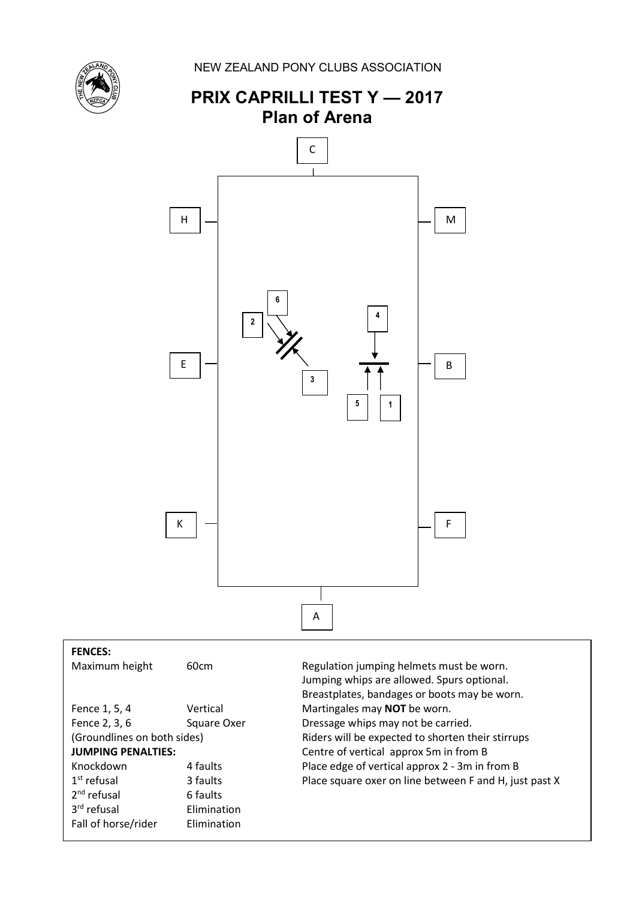NEW ZEALAND PONY CLUBS ASSOCIATION

# PRIX CAPRILLI TEST Y — 2017
## Plan of Arena

C

H

M

6

2

4

E

B

3

5

1

K

F

A

**FENCES:**

| | |
|---|---|
| Maximum height | 60cm |
| Fence 1, 5, 4 | Vertical |
| Fence 2, 3, 6 | Square Oxer |

(Groundlines on both sides)

**JUMPING PENALTIES:**

| | |
|---|---|
| Knockdown | 4 faults |
| 1st refusal | 3 faults |
| 2nd refusal | 6 faults |
| 3rd refusal | Elimination |
| Fall of horse/rider | Elimination |

Regulation jumping helmets must be worn.
Jumping whips are allowed. Spurs optional.
Breastplates, bandages or boots may be worn.
Martingales may **NOT** be worn.
Dressage whips may not be carried.
Riders will be expected to shorten their stirrups
Centre of vertical approx 5m in from B
Place edge of vertical approx 2 - 3m in from B
Place square oxer on line between F and H, just past X